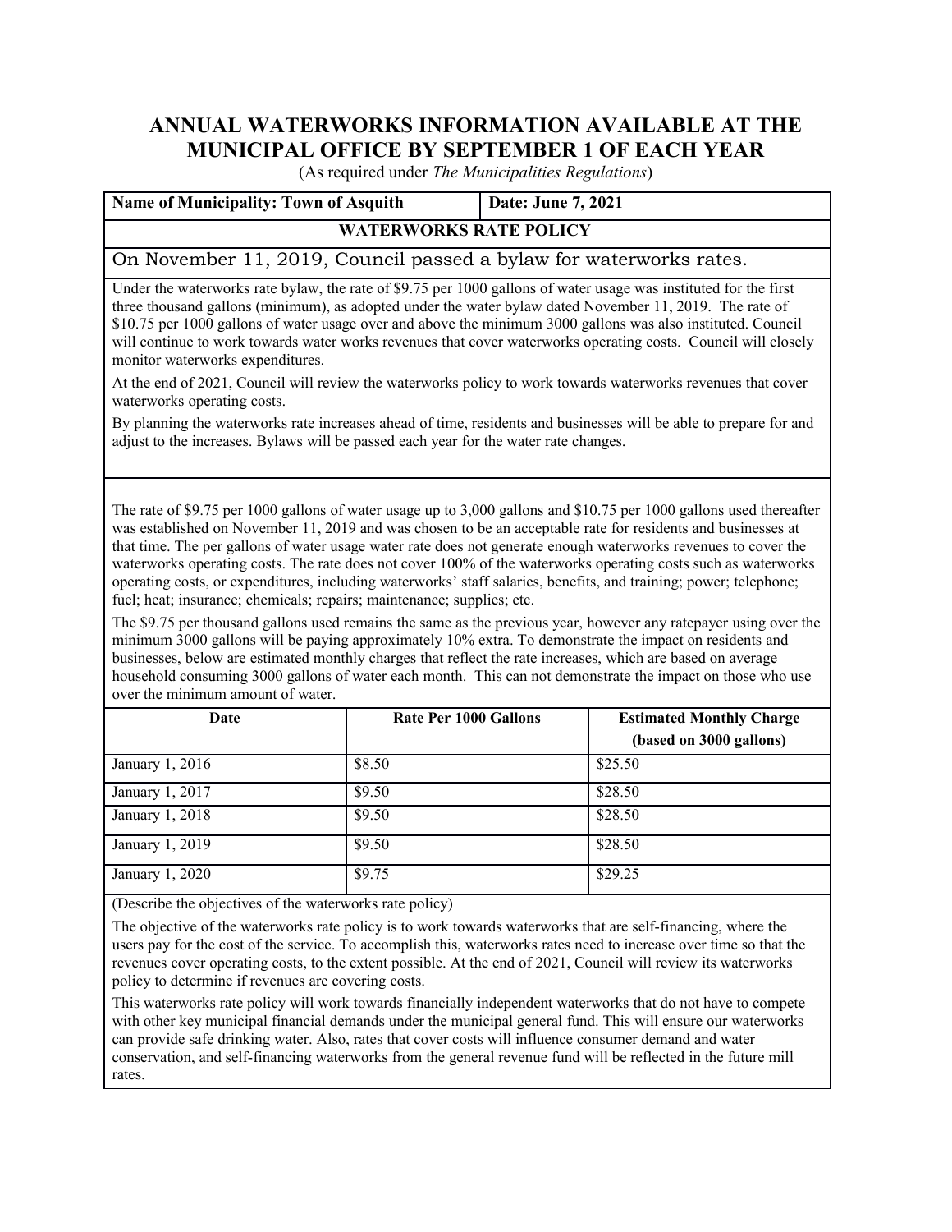# ANNUAL WATERWORKS INFORMATION AVAILABLE AT THE MUNICIPAL OFFICE BY SEPTEMBER 1 OF EACH YEAR

(As required under *The Municipalities Regulations*)

**Name of Municipality: Town of Asquith** | **Date: June 7, 2021**

## WATERWORKS RATE POLICY

On November 11, 2019, Council passed a bylaw for waterworks rates.

Under the waterworks rate bylaw, the rate of $9.75 per 1000 gallons of water usage was instituted for the first three thousand gallons (minimum), as adopted under the water bylaw dated November 11, 2019. The rate of $10.75 per 1000 gallons of water usage over and above the minimum 3000 gallons was also instituted. Council will continue to work towards water works revenues that cover waterworks operating costs. Council will closely monitor waterworks expenditures.

At the end of 2021, Council will review the waterworks policy to work towards waterworks revenues that cover waterworks operating costs.

By planning the waterworks rate increases ahead of time, residents and businesses will be able to prepare for and adjust to the increases. Bylaws will be passed each year for the water rate changes.

The rate of $9.75 per 1000 gallons of water usage up to 3,000 gallons and $10.75 per 1000 gallons used thereafter was established on November 11, 2019 and was chosen to be an acceptable rate for residents and businesses at that time. The per gallons of water usage water rate does not generate enough waterworks revenues to cover the waterworks operating costs. The rate does not cover 100% of the waterworks operating costs such as waterworks operating costs, or expenditures, including waterworks' staff salaries, benefits, and training; power; telephone; fuel; heat; insurance; chemicals; repairs; maintenance; supplies; etc.

The $9.75 per thousand gallons used remains the same as the previous year, however any ratepayer using over the minimum 3000 gallons will be paying approximately 10% extra. To demonstrate the impact on residents and businesses, below are estimated monthly charges that reflect the rate increases, which are based on average household consuming 3000 gallons of water each month. This can not demonstrate the impact on those who use over the minimum amount of water.

| Date | Rate Per 1000 Gallons | Estimated Monthly Charge (based on 3000 gallons) |
|---|---|---|
| January 1, 2016 | $8.50 | $25.50 |
| January 1, 2017 | $9.50 | $28.50 |
| January 1, 2018 | $9.50 | $28.50 |
| January 1, 2019 | $9.50 | $28.50 |
| January 1, 2020 | $9.75 | $29.25 |

(Describe the objectives of the waterworks rate policy)

The objective of the waterworks rate policy is to work towards waterworks that are self-financing, where the users pay for the cost of the service. To accomplish this, waterworks rates need to increase over time so that the revenues cover operating costs, to the extent possible. At the end of 2021, Council will review its waterworks policy to determine if revenues are covering costs.

This waterworks rate policy will work towards financially independent waterworks that do not have to compete with other key municipal financial demands under the municipal general fund. This will ensure our waterworks can provide safe drinking water. Also, rates that cover costs will influence consumer demand and water conservation, and self-financing waterworks from the general revenue fund will be reflected in the future mill rates.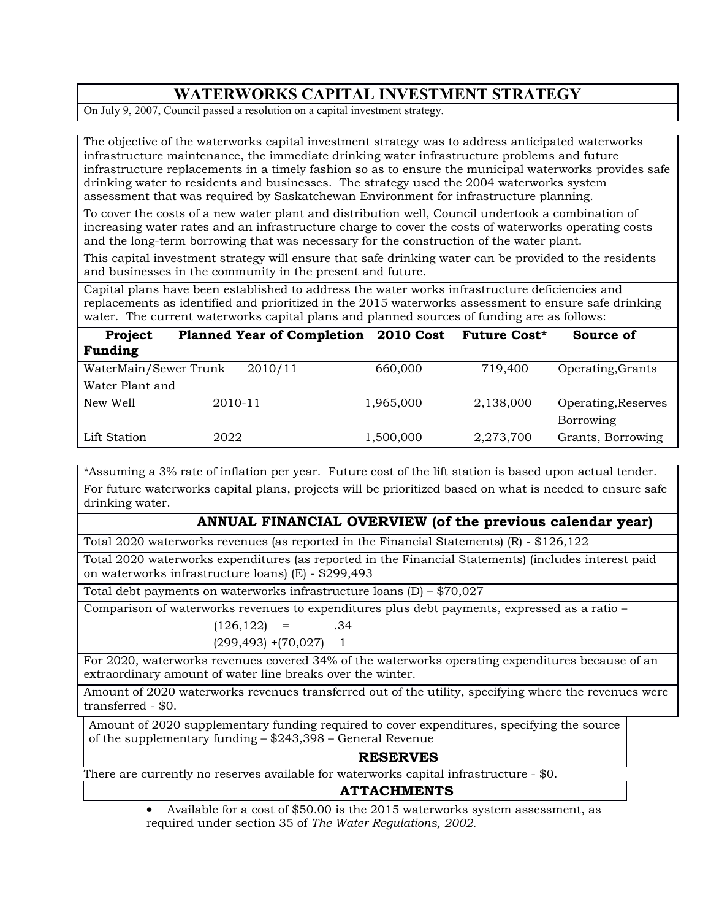# WATERWORKS CAPITAL INVESTMENT STRATEGY

On July 9, 2007, Council passed a resolution on a capital investment strategy.

The objective of the waterworks capital investment strategy was to address anticipated waterworks infrastructure maintenance, the immediate drinking water infrastructure problems and future infrastructure replacements in a timely fashion so as to ensure the municipal waterworks provides safe drinking water to residents and businesses. The strategy used the 2004 waterworks system assessment that was required by Saskatchewan Environment for infrastructure planning.

To cover the costs of a new water plant and distribution well, Council undertook a combination of increasing water rates and an infrastructure charge to cover the costs of waterworks operating costs and the long-term borrowing that was necessary for the construction of the water plant.

This capital investment strategy will ensure that safe drinking water can be provided to the residents and businesses in the community in the present and future.

Capital plans have been established to address the water works infrastructure deficiencies and replacements as identified and prioritized in the 2015 waterworks assessment to ensure safe drinking water. The current waterworks capital plans and planned sources of funding are as follows:

| Project | Planned Year of Completion | 2010 Cost | Future Cost* | Source of Funding |
|---|---|---|---|---|
| WaterMain/Sewer Trunk | 2010/11 | 660,000 | 719,400 | Operating,Grants |
| Water Plant and New Well | 2010-11 | 1,965,000 | 2,138,000 | Operating,Reserves Borrowing |
| Lift Station | 2022 | 1,500,000 | 2,273,700 | Grants, Borrowing |

*Assuming a 3% rate of inflation per year. Future cost of the lift station is based upon actual tender.

For future waterworks capital plans, projects will be prioritized based on what is needed to ensure safe drinking water.

## ANNUAL FINANCIAL OVERVIEW (of the previous calendar year)

Total 2020 waterworks revenues (as reported in the Financial Statements) (R) - $126,122

Total 2020 waterworks expenditures (as reported in the Financial Statements) (includes interest paid on waterworks infrastructure loans) (E) - $299,493

Total debt payments on waterworks infrastructure loans (D) – $70,027

Comparison of waterworks revenues to expenditures plus debt payments, expressed as a ratio –

$$\frac{(126,122)}{(299,493)+(70,027)} = \frac{.34}{1}$$

For 2020, waterworks revenues covered 34% of the waterworks operating expenditures because of an extraordinary amount of water line breaks over the winter.

Amount of 2020 waterworks revenues transferred out of the utility, specifying where the revenues were transferred - $0.

Amount of 2020 supplementary funding required to cover expenditures, specifying the source of the supplementary funding – $243,398 – General Revenue

## RESERVES

There are currently no reserves available for waterworks capital infrastructure - $0.

## ATTACHMENTS

- Available for a cost of $50.00 is the 2015 waterworks system assessment, as required under section 35 of *The Water Regulations, 2002.*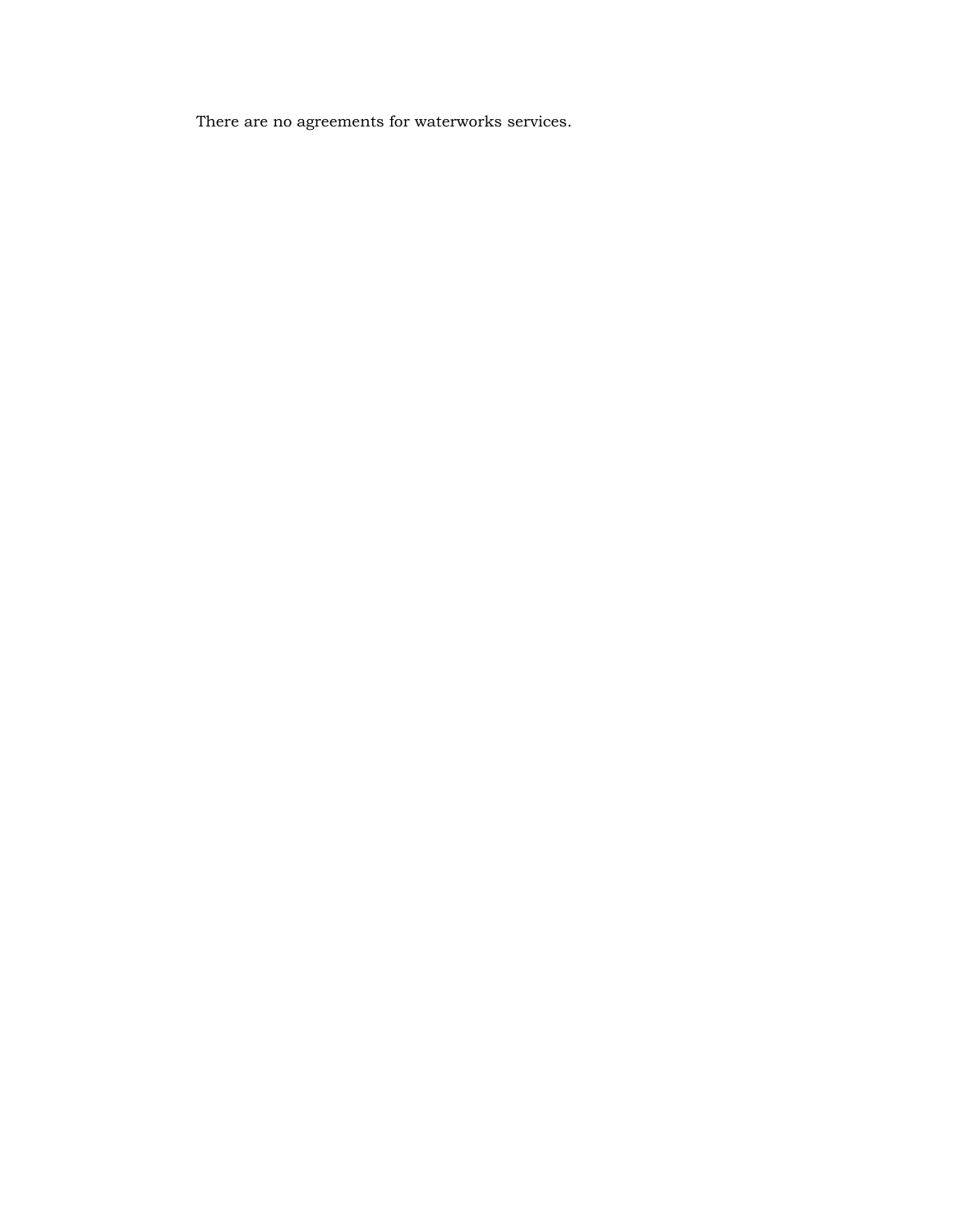There are no agreements for waterworks services.